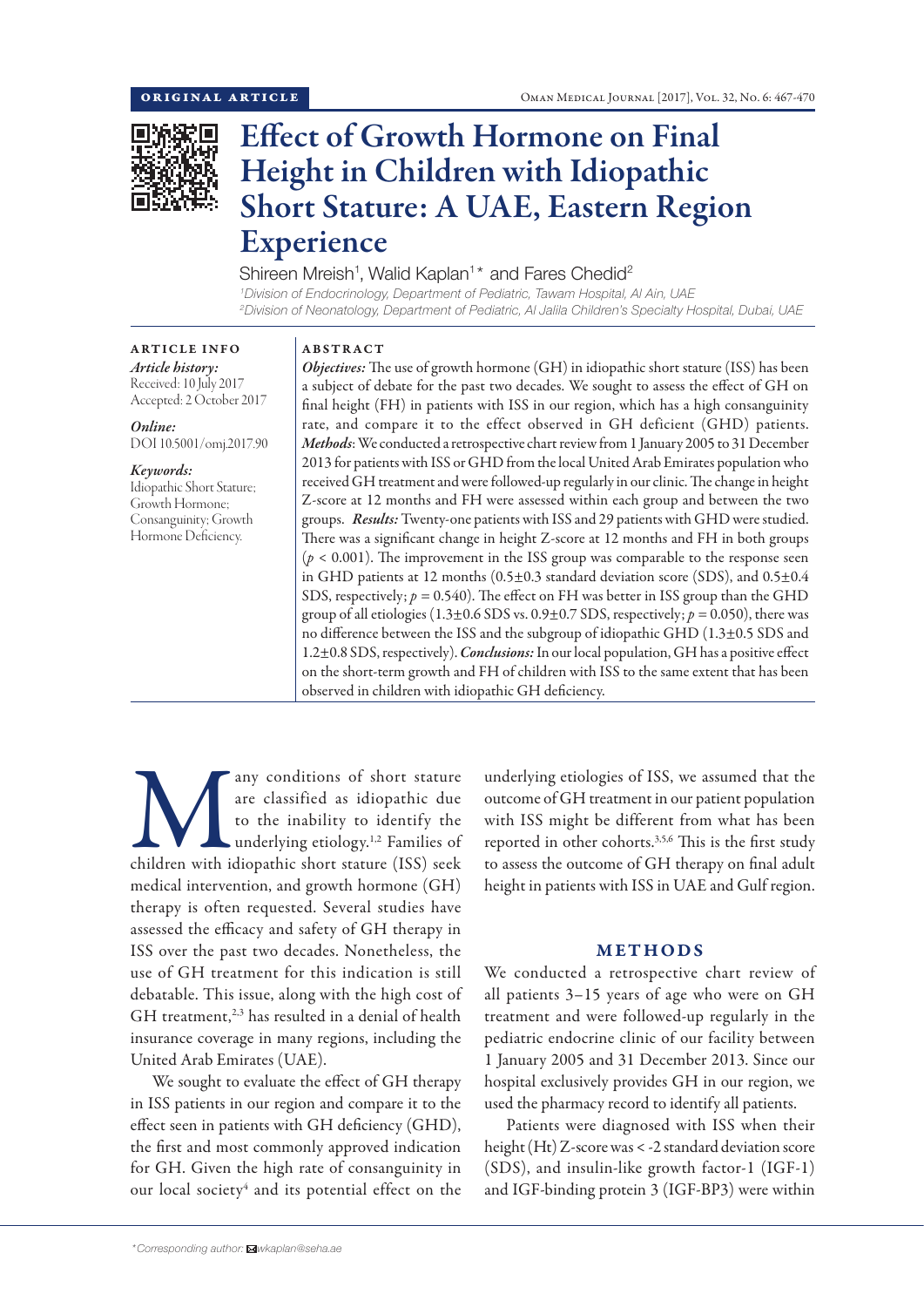ORIGINAL ARTICLE

# Effect of Growth Hormone on Final Height in Children with Idiopathic Short Stature: A UAE, Eastern Region Experience

Shireen Mreish[1], Walid Kaplan[1]* and Fares Chedid[2]

[1]*Division of Endocrinology, Department of Pediatric, Tawam Hospital, Al Ain, UAE*
[2]*Division of Neonatology, Department of Pediatric, Al Jalila Children's Specialty Hospital, Dubai, UAE*

**ARTICLE INFO**

*Article history:*
Received: 10 July 2017
Accepted: 2 October 2017

*Online:*
DOI 10.5001/omj.2017.90

*Keywords:*
Idiopathic Short Stature; Growth Hormone; Consanguinity; Growth Hormone Deficiency.

**ABSTRACT**

***Objectives:*** The use of growth hormone (GH) in idiopathic short stature (ISS) has been a subject of debate for the past two decades. We sought to assess the effect of GH on final height (FH) in patients with ISS in our region, which has a high consanguinity rate, and compare it to the effect observed in GH deficient (GHD) patients. ***Methods:*** We conducted a retrospective chart review from 1 January 2005 to 31 December 2013 for patients with ISS or GHD from the local United Arab Emirates population who received GH treatment and were followed-up regularly in our clinic. The change in height Z-score at 12 months and FH were assessed within each group and between the two groups. ***Results:*** Twenty-one patients with ISS and 29 patients with GHD were studied. There was a significant change in height Z-score at 12 months and FH in both groups ($p < 0.001$). The improvement in the ISS group was comparable to the response seen in GHD patients at 12 months (0.5±0.3 standard deviation score (SDS), and 0.5±0.4 SDS, respectively; $p = 0.540$). The effect on FH was better in ISS group than the GHD group of all etiologies (1.3±0.6 SDS vs. 0.9±0.7 SDS, respectively; $p = 0.050$), there was no difference between the ISS and the subgroup of idiopathic GHD (1.3±0.5 SDS and 1.2±0.8 SDS, respectively). ***Conclusions:*** In our local population, GH has a positive effect on the short-term growth and FH of children with ISS to the same extent that has been observed in children with idiopathic GH deficiency.

Many conditions of short stature are classified as idiopathic due to the inability to identify the underlying etiology.[1,2] Families of children with idiopathic short stature (ISS) seek medical intervention, and growth hormone (GH) therapy is often requested. Several studies have assessed the efficacy and safety of GH therapy in ISS over the past two decades. Nonetheless, the use of GH treatment for this indication is still debatable. This issue, along with the high cost of GH treatment,[2,3] has resulted in a denial of health insurance coverage in many regions, including the United Arab Emirates (UAE).

We sought to evaluate the effect of GH therapy in ISS patients in our region and compare it to the effect seen in patients with GH deficiency (GHD), the first and most commonly approved indication for GH. Given the high rate of consanguinity in our local society[4] and its potential effect on the underlying etiologies of ISS, we assumed that the outcome of GH treatment in our patient population with ISS might be different from what has been reported in other cohorts.[3,5,6] This is the first study to assess the outcome of GH therapy on final adult height in patients with ISS in UAE and Gulf region.

## METHODS

We conducted a retrospective chart review of all patients 3–15 years of age who were on GH treatment and were followed-up regularly in the pediatric endocrine clinic of our facility between 1 January 2005 and 31 December 2013. Since our hospital exclusively provides GH in our region, we used the pharmacy record to identify all patients.

Patients were diagnosed with ISS when their height (Ht) Z-score was < -2 standard deviation score (SDS), and insulin-like growth factor-1 (IGF-1) and IGF-binding protein 3 (IGF-BP3) were within

*Corresponding author: wkaplan@seha.ae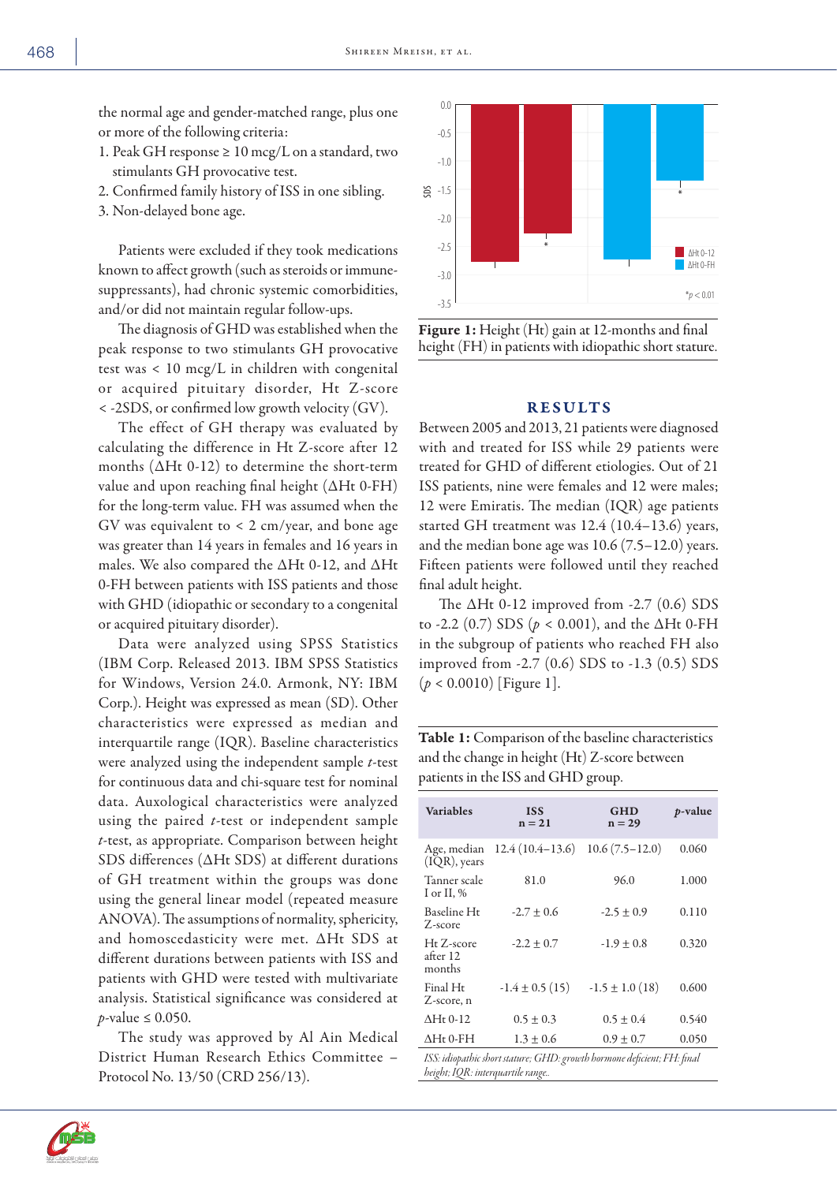the normal age and gender-matched range, plus one or more of the following criteria:

1. Peak GH response ≥ 10 mcg/L on a standard, two stimulants GH provocative test.
2. Confirmed family history of ISS in one sibling.
3. Non-delayed bone age.

Patients were excluded if they took medications known to affect growth (such as steroids or immune-suppressants), had chronic systemic comorbidities, and/or did not maintain regular follow-ups.

The diagnosis of GHD was established when the peak response to two stimulants GH provocative test was < 10 mcg/L in children with congenital or acquired pituitary disorder, Ht Z-score < -2SDS, or confirmed low growth velocity (GV).

The effect of GH therapy was evaluated by calculating the difference in Ht Z-score after 12 months (ΔHt 0-12) to determine the short-term value and upon reaching final height (ΔHt 0-FH) for the long-term value. FH was assumed when the GV was equivalent to < 2 cm/year, and bone age was greater than 14 years in females and 16 years in males. We also compared the ΔHt 0-12, and ΔHt 0-FH between patients with ISS patients and those with GHD (idiopathic or secondary to a congenital or acquired pituitary disorder).

Data were analyzed using SPSS Statistics (IBM Corp. Released 2013. IBM SPSS Statistics for Windows, Version 24.0. Armonk, NY: IBM Corp.). Height was expressed as mean (SD). Other characteristics were expressed as median and interquartile range (IQR). Baseline characteristics were analyzed using the independent sample *t*-test for continuous data and chi-square test for nominal data. Auxological characteristics were analyzed using the paired *t*-test or independent sample *t*-test, as appropriate. Comparison between height SDS differences (ΔHt SDS) at different durations of GH treatment within the groups was done using the general linear model (repeated measure ANOVA). The assumptions of normality, sphericity, and homoscedasticity were met. ΔHt SDS at different durations between patients with ISS and patients with GHD were tested with multivariate analysis. Statistical significance was considered at *p*-value ≤ 0.050.

The study was approved by Al Ain Medical District Human Research Ethics Committee – Protocol No. 13/50 (CRD 256/13).

**Figure 1:** Height (Ht) gain at 12-months and final height (FH) in patients with idiopathic short stature.

## RESULTS

Between 2005 and 2013, 21 patients were diagnosed with and treated for ISS while 29 patients were treated for GHD of different etiologies. Out of 21 ISS patients, nine were females and 12 were males; 12 were Emiratis. The median (IQR) age patients started GH treatment was 12.4 (10.4–13.6) years, and the median bone age was 10.6 (7.5–12.0) years. Fifteen patients were followed until they reached final adult height.

The ΔHt 0-12 improved from -2.7 (0.6) SDS to -2.2 (0.7) SDS ($p < 0.001$), and the ΔHt 0-FH in the subgroup of patients who reached FH also improved from -2.7 (0.6) SDS to -1.3 (0.5) SDS ($p < 0.0010$) [Figure 1].

**Table 1:** Comparison of the baseline characteristics and the change in height (Ht) Z-score between patients in the ISS and GHD group.

| Variables | ISS n = 21 | GHD n = 29 | *p*-value |
|---|---|---|---|
| Age, median (IQR), years | 12.4 (10.4–13.6) | 10.6 (7.5–12.0) | 0.060 |
| Tanner scale I or II, % | 81.0 | 96.0 | 1.000 |
| Baseline Ht Z-score | -2.7 ± 0.6 | -2.5 ± 0.9 | 0.110 |
| Ht Z-score after 12 months | -2.2 ± 0.7 | -1.9 ± 0.8 | 0.320 |
| Final Ht Z-score, n | -1.4 ± 0.5 (15) | -1.5 ± 1.0 (18) | 0.600 |
| ΔHt 0-12 | 0.5 ± 0.3 | 0.5 ± 0.4 | 0.540 |
| ΔHt 0-FH | 1.3 ± 0.6 | 0.9 ± 0.7 | 0.050 |

*ISS: idiopathic short stature; GHD: growth hormone deficient; FH: final height; IQR: interquartile range.*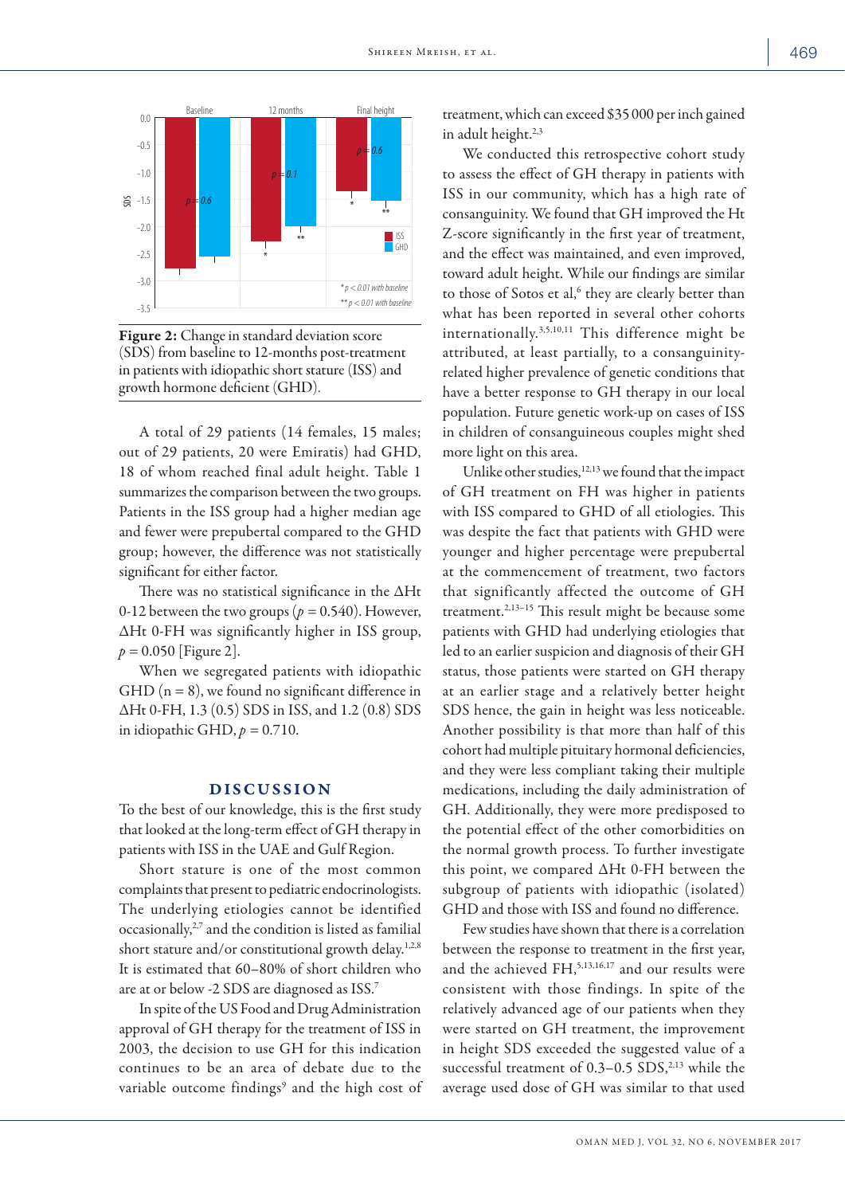**Figure 2:** Change in standard deviation score (SDS) from baseline to 12-months post-treatment in patients with idiopathic short stature (ISS) and growth hormone deficient (GHD).

A total of 29 patients (14 females, 15 males; out of 29 patients, 20 were Emiratis) had GHD, 18 of whom reached final adult height. Table 1 summarizes the comparison between the two groups. Patients in the ISS group had a higher median age and fewer were prepubertal compared to the GHD group; however, the difference was not statistically significant for either factor.

There was no statistical significance in the ΔHt 0-12 between the two groups ($p = 0.540$). However, ΔHt 0-FH was significantly higher in ISS group, $p = 0.050$ [Figure 2].

When we segregated patients with idiopathic GHD (n = 8), we found no significant difference in ΔHt 0-FH, 1.3 (0.5) SDS in ISS, and 1.2 (0.8) SDS in idiopathic GHD, $p = 0.710$.

## DISCUSSION

To the best of our knowledge, this is the first study that looked at the long-term effect of GH therapy in patients with ISS in the UAE and Gulf Region.

Short stature is one of the most common complaints that present to pediatric endocrinologists. The underlying etiologies cannot be identified occasionally,[2,7] and the condition is listed as familial short stature and/or constitutional growth delay.[1,2,8] It is estimated that 60–80% of short children who are at or below -2 SDS are diagnosed as ISS.[7]

In spite of the US Food and Drug Administration approval of GH therapy for the treatment of ISS in 2003, the decision to use GH for this indication continues to be an area of debate due to the variable outcome findings[9] and the high cost of treatment, which can exceed $35 000 per inch gained in adult height.[2,3]

We conducted this retrospective cohort study to assess the effect of GH therapy in patients with ISS in our community, which has a high rate of consanguinity. We found that GH improved the Ht Z-score significantly in the first year of treatment, and the effect was maintained, and even improved, toward adult height. While our findings are similar to those of Sotos et al,[6] they are clearly better than what has been reported in several other cohorts internationally.[3,5,10,11] This difference might be attributed, at least partially, to a consanguinity-related higher prevalence of genetic conditions that have a better response to GH therapy in our local population. Future genetic work-up on cases of ISS in children of consanguineous couples might shed more light on this area.

Unlike other studies,[12,13] we found that the impact of GH treatment on FH was higher in patients with ISS compared to GHD of all etiologies. This was despite the fact that patients with GHD were younger and higher percentage were prepubertal at the commencement of treatment, two factors that significantly affected the outcome of GH treatment.[2,13–15] This result might be because some patients with GHD had underlying etiologies that led to an earlier suspicion and diagnosis of their GH status, those patients were started on GH therapy at an earlier stage and a relatively better height SDS hence, the gain in height was less noticeable. Another possibility is that more than half of this cohort had multiple pituitary hormonal deficiencies, and they were less compliant taking their multiple medications, including the daily administration of GH. Additionally, they were more predisposed to the potential effect of the other comorbidities on the normal growth process. To further investigate this point, we compared ΔHt 0-FH between the subgroup of patients with idiopathic (isolated) GHD and those with ISS and found no difference.

Few studies have shown that there is a correlation between the response to treatment in the first year, and the achieved FH,[5,13,16,17] and our results were consistent with those findings. In spite of the relatively advanced age of our patients when they were started on GH treatment, the improvement in height SDS exceeded the suggested value of a successful treatment of 0.3–0.5 SDS,[2,13] while the average used dose of GH was similar to that used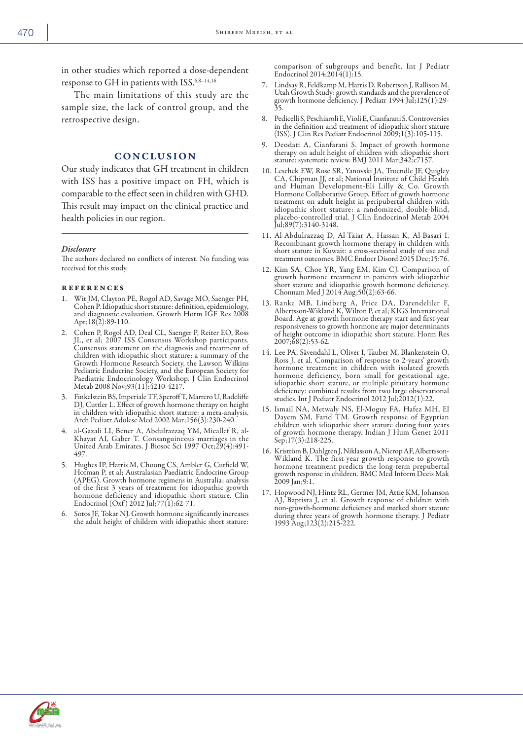in other studies which reported a dose-dependent response to GH in patients with ISS.[6,8–14,16]

The main limitations of this study are the sample size, the lack of control group, and the retrospective design.

## CONCLUSION

Our study indicates that GH treatment in children with ISS has a positive impact on FH, which is comparable to the effect seen in children with GHD. This result may impact on the clinical practice and health policies in our region.

### *Disclosure*

The authors declared no conflicts of interest. No funding was received for this study.

### REFERENCES

1. Wit JM, Clayton PE, Rogol AD, Savage MO, Saenger PH, Cohen P. Idiopathic short stature: definition, epidemiology, and diagnostic evaluation. Growth Horm IGF Res 2008 Apr;18(2):89-110.
2. Cohen P, Rogol AD, Deal CL, Saenger P, Reiter EO, Ross JL, et al; 2007 ISS Consensus Workshop participants. Consensus statement on the diagnosis and treatment of children with idiopathic short stature: a summary of the Growth Hormone Research Society, the Lawson Wilkins Pediatric Endocrine Society, and the European Society for Paediatric Endocrinology Workshop. J Clin Endocrinol Metab 2008 Nov;93(11):4210-4217.
3. Finkelstein BS, Imperiale TF, Speroff T, Marrero U, Radcliffe DJ, Cuttler L. Effect of growth hormone therapy on height in children with idiopathic short stature: a meta-analysis. Arch Pediatr Adolesc Med 2002 Mar;156(3):230-240.
4. al-Gazali LI, Bener A, Abdulrazzaq YM, Micallef R, al-Khayat AI, Gaber T. Consanguineous marriages in the United Arab Emirates. J Biosoc Sci 1997 Oct;29(4):491-497.
5. Hughes IP, Harris M, Choong CS, Ambler G, Cutfield W, Hofman P, et al; Australasian Paediatric Endocrine Group (APEG). Growth hormone regimens in Australia: analysis of the first 3 years of treatment for idiopathic growth hormone deficiency and idiopathic short stature. Clin Endocrinol (Oxf) 2012 Jul;77(1):62-71.
6. Sotos JF, Tokar NJ. Growth hormone significantly increases the adult height of children with idiopathic short stature: comparison of subgroups and benefit. Int J Pediatr Endocrinol 2014;2014(1):15.
7. Lindsay R, Feldkamp M, Harris D, Robertson J, Rallison M. Utah Growth Study: growth standards and the prevalence of growth hormone deficiency. J Pediatr 1994 Jul;125(1):29-35.
8. Pedicelli S, Peschiaroli E, Violi E, Cianfarani S. Controversies in the definition and treatment of idiopathic short stature (ISS). J Clin Res Pediatr Endocrinol 2009;1(3):105-115.
9. Deodati A, Cianfarani S. Impact of growth hormone therapy on adult height of children with idiopathic short stature: systematic review. BMJ 2011 Mar;342:c7157.
10. Leschek EW, Rose SR, Yanovski JA, Troendle JF, Quigley CA, Chipman JJ, et al; National Institute of Child Health and Human Development-Eli Lilly & Co. Growth Hormone Collaborative Group. Effect of growth hormone treatment on adult height in peripubertal children with idiopathic short stature: a randomized, double-blind, placebo-controlled trial. J Clin Endocrinol Metab 2004 Jul;89(7):3140-3148.
11. Al-Abdulrazzaq D, Al-Taiar A, Hassan K, Al-Basari I. Recombinant growth hormone therapy in children with short stature in Kuwait: a cross-sectional study of use and treatment outcomes. BMC Endocr Disord 2015 Dec;15:76.
12. Kim SA, Choe YR, Yang EM, Kim CJ. Comparison of growth hormone treatment in patients with idiopathic short stature and idiopathic growth hormone deficiency. Chonnam Med J 2014 Aug;50(2):63-66.
13. Ranke MB, Lindberg A, Price DA, Darendeliler F, Albertsson-Wikland K, Wilton P, et al; KIGS International Board. Age at growth hormone therapy start and first-year responsiveness to growth hormone are major determinants of height outcome in idiopathic short stature. Horm Res 2007;68(2):53-62.
14. Lee PA, Sävendahl L, Oliver I, Tauber M, Blankenstein O, Ross J, et al. Comparison of response to 2-years' growth hormone treatment in children with isolated growth hormone deficiency, born small for gestational age, idiopathic short stature, or multiple pituitary hormone deficiency: combined results from two large observational studies. Int J Pediatr Endocrinol 2012 Jul;2012(1):22.
15. Ismail NA, Metwaly NS, El-Moguy FA, Hafez MH, El Dayem SM, Farid TM. Growth response of Egyptian children with idiopathic short stature during four years of growth hormone therapy. Indian J Hum Genet 2011 Sep;17(3):218-225.
16. Kriström B, Dahlgren J, Niklasson A, Nierop AF, Albertsson-Wikland K. The first-year growth response to growth hormone treatment predicts the long-term prepubertal growth response in children. BMC Med Inform Decis Mak 2009 Jan;9:1.
17. Hopwood NJ, Hintz RL, Gertner JM, Attie KM, Johanson AJ, Baptista J, et al. Growth response of children with non-growth-hormone deficiency and marked short stature during three years of growth hormone therapy. J Pediatr 1993 Aug;123(2):215-222.